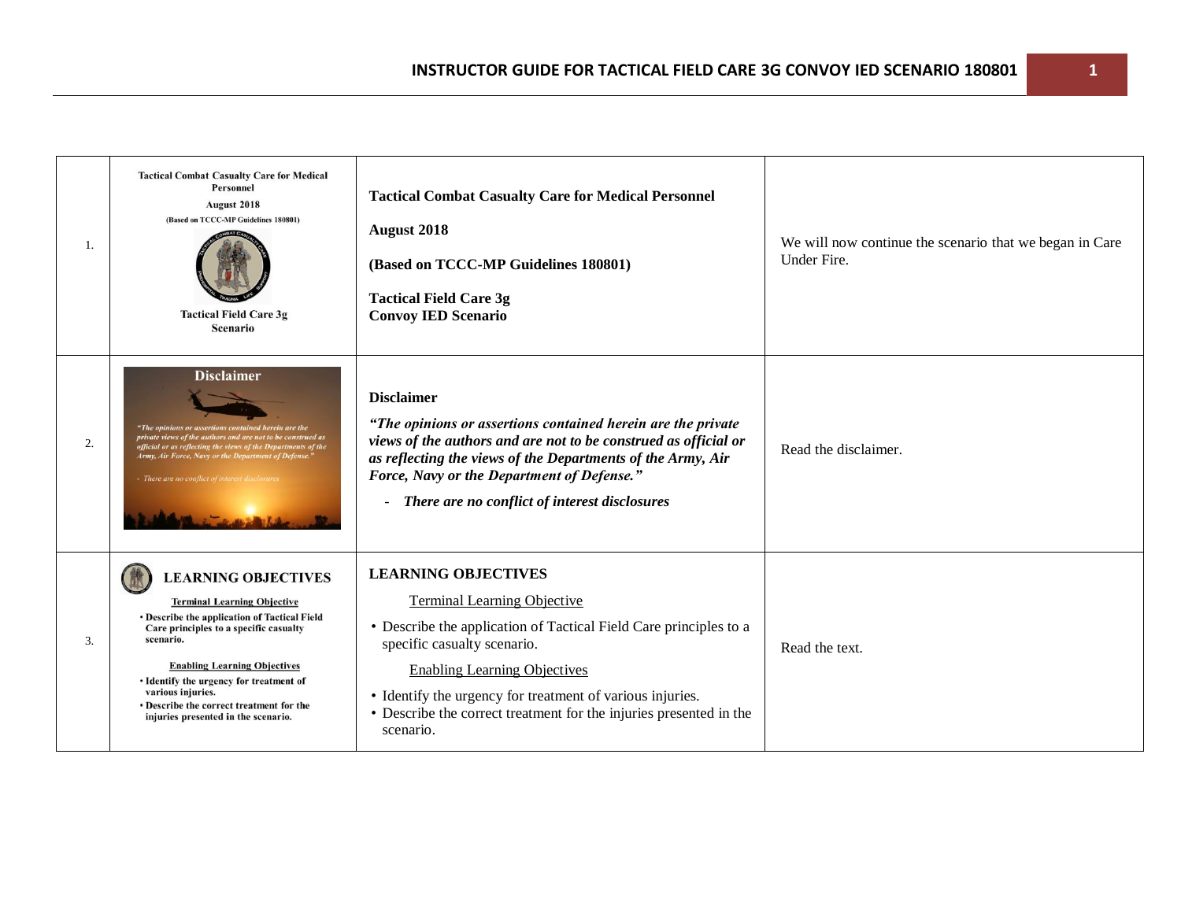| | | | |
|---|---|---|---|
| 1. | Tactical Combat Casualty Care for Medical Personnel August 2018 (Based on TCCC-MP Guidelines 180801) Tactical Field Care 3g Scenario | **Tactical Combat Casualty Care for Medical Personnel**<br><br>**August 2018**<br><br>**(Based on TCCC-MP Guidelines 180801)**<br><br>**Tactical Field Care 3g**<br>**Convoy IED Scenario** | We will now continue the scenario that we began in Care Under Fire. |
| 2. | Disclaimer "The opinions or assertions contained herein are the private views of the authors and are not to be construed as official or as reflecting the views of the Departments of the Army, Air Force, Navy or the Department of Defense." - There are no conflict of interest disclosures | **Disclaimer**<br><br>***"The opinions or assertions contained herein are the private views of the authors and are not to be construed as official or as reflecting the views of the Departments of the Army, Air Force, Navy or the Department of Defense."***<br><br>- ***There are no conflict of interest disclosures*** | Read the disclaimer. |
| 3. | LEARNING OBJECTIVES Terminal Learning Objective • Describe the application of Tactical Field Care principles to a specific casualty scenario. Enabling Learning Objectives • Identify the urgency for treatment of various injuries. • Describe the correct treatment for the injuries presented in the scenario. | **LEARNING OBJECTIVES**<br><br>Terminal Learning Objective<br><br>• Describe the application of Tactical Field Care principles to a specific casualty scenario.<br><br>Enabling Learning Objectives<br><br>• Identify the urgency for treatment of various injuries.<br>• Describe the correct treatment for the injuries presented in the scenario. | Read the text. |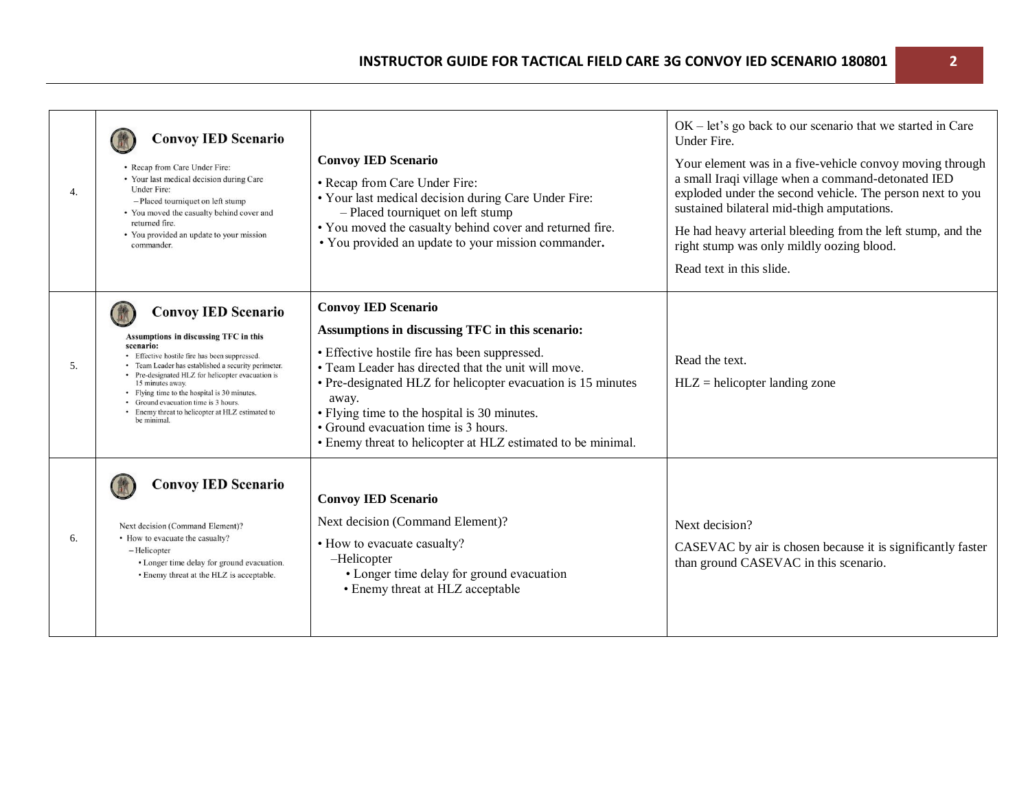| | | | |
|---|---|---|---|
| 4. | **Convoy IED Scenario**<br>• Recap from Care Under Fire:<br>• Your last medical decision during Care Under Fire:<br>– Placed tourniquet on left stump<br>• You moved the casualty behind cover and returned fire.<br>• You provided an update to your mission commander. | **Convoy IED Scenario**<br>• Recap from Care Under Fire:<br>• Your last medical decision during Care Under Fire:<br>– Placed tourniquet on left stump<br>• You moved the casualty behind cover and returned fire.<br>• You provided an update to your mission commander**.** | OK – let's go back to our scenario that we started in Care Under Fire.<br><br>Your element was in a five-vehicle convoy moving through a small Iraqi village when a command-detonated IED exploded under the second vehicle. The person next to you sustained bilateral mid-thigh amputations.<br><br>He had heavy arterial bleeding from the left stump, and the right stump was only mildly oozing blood.<br><br>Read text in this slide. |
| 5. | **Convoy IED Scenario**<br>**Assumptions in discussing TFC in this scenario:**<br>• Effective hostile fire has been suppressed.<br>• Team Leader has established a security perimeter.<br>• Pre-designated HLZ for helicopter evacuation is 15 minutes away.<br>• Flying time to the hospital is 30 minutes.<br>• Ground evacuation time is 3 hours.<br>• Enemy threat to helicopter at HLZ estimated to be minimal. | **Convoy IED Scenario**<br>**Assumptions in discussing TFC in this scenario:**<br>• Effective hostile fire has been suppressed.<br>• Team Leader has directed that the unit will move.<br>• Pre-designated HLZ for helicopter evacuation is 15 minutes away.<br>• Flying time to the hospital is 30 minutes.<br>• Ground evacuation time is 3 hours.<br>• Enemy threat to helicopter at HLZ estimated to be minimal. | Read the text.<br><br>HLZ = helicopter landing zone |
| 6. | **Convoy IED Scenario**<br>Next decision (Command Element)?<br>• How to evacuate the casualty?<br>– Helicopter<br>• Longer time delay for ground evacuation.<br>• Enemy threat at the HLZ is acceptable. | **Convoy IED Scenario**<br>Next decision (Command Element)?<br>• How to evacuate casualty?<br>–Helicopter<br>• Longer time delay for ground evacuation<br>• Enemy threat at HLZ acceptable | Next decision?<br><br>CASEVAC by air is chosen because it is significantly faster than ground CASEVAC in this scenario. |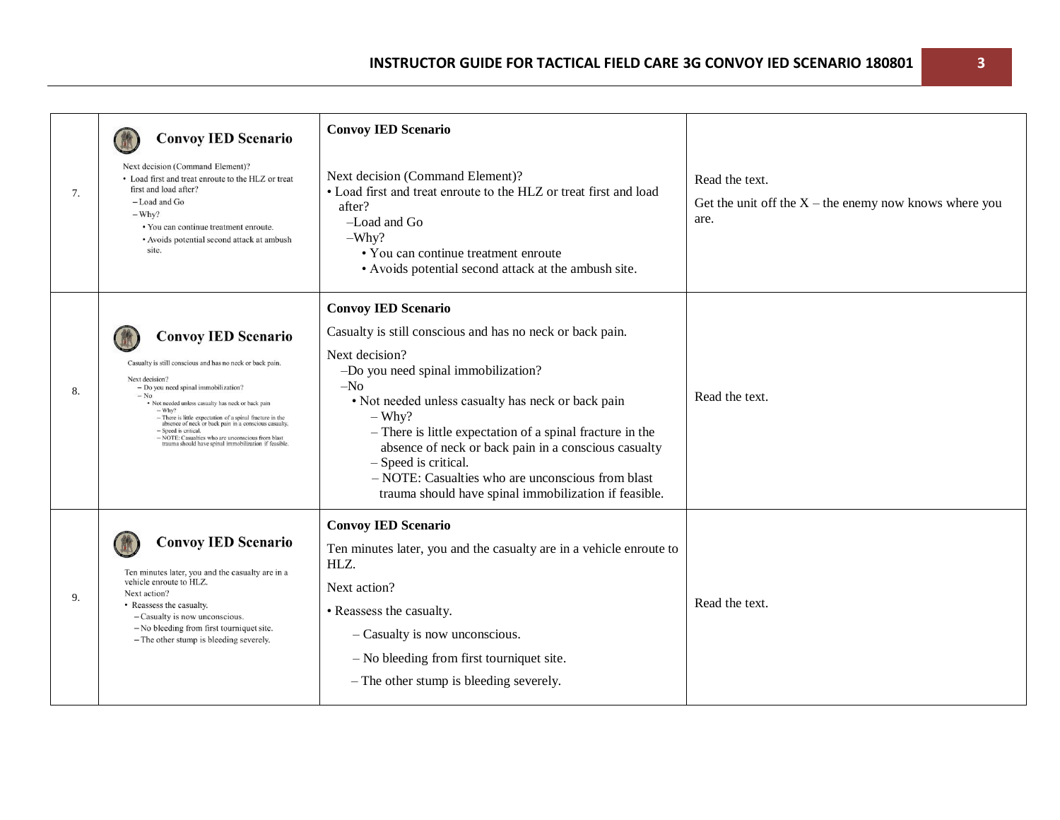| | | | |
|---|---|---|---|
| 7. | **Convoy IED Scenario**<br>Next decision (Command Element)?<br>• Load first and treat enroute to the HLZ or treat first and load after?<br>– Load and Go<br>– Why?<br>• You can continue treatment enroute.<br>• Avoids potential second attack at ambush site. | **Convoy IED Scenario**<br><br>Next decision (Command Element)?<br>• Load first and treat enroute to the HLZ or treat first and load after?<br>–Load and Go<br>–Why?<br>• You can continue treatment enroute<br>• Avoids potential second attack at the ambush site. | Read the text.<br><br>Get the unit off the X – the enemy now knows where you are. |
| 8. | **Convoy IED Scenario**<br>Casualty is still conscious and has no neck or back pain.<br>Next decision?<br>– Do you need spinal immobilization?<br>– No<br>• Not needed unless casualty has neck or back pain<br>– Why?<br>– There is little expectation of a spinal fracture in the absence of neck or back pain in a conscious casualty.<br>– Speed is critical.<br>– NOTE: Casualties who are unconscious from blast trauma should have spinal immobilization if feasible. | **Convoy IED Scenario**<br>Casualty is still conscious and has no neck or back pain.<br>Next decision?<br>–Do you need spinal immobilization?<br>–No<br>• Not needed unless casualty has neck or back pain<br>– Why?<br>– There is little expectation of a spinal fracture in the absence of neck or back pain in a conscious casualty<br>– Speed is critical.<br>– NOTE: Casualties who are unconscious from blast trauma should have spinal immobilization if feasible. | Read the text. |
| 9. | **Convoy IED Scenario**<br>Ten minutes later, you and the casualty are in a vehicle enroute to HLZ.<br>Next action?<br>• Reassess the casualty.<br>– Casualty is now unconscious.<br>– No bleeding from first tourniquet site.<br>– The other stump is bleeding severely. | **Convoy IED Scenario**<br>Ten minutes later, you and the casualty are in a vehicle enroute to HLZ.<br>Next action?<br>• Reassess the casualty.<br>– Casualty is now unconscious.<br>– No bleeding from first tourniquet site.<br>– The other stump is bleeding severely. | Read the text. |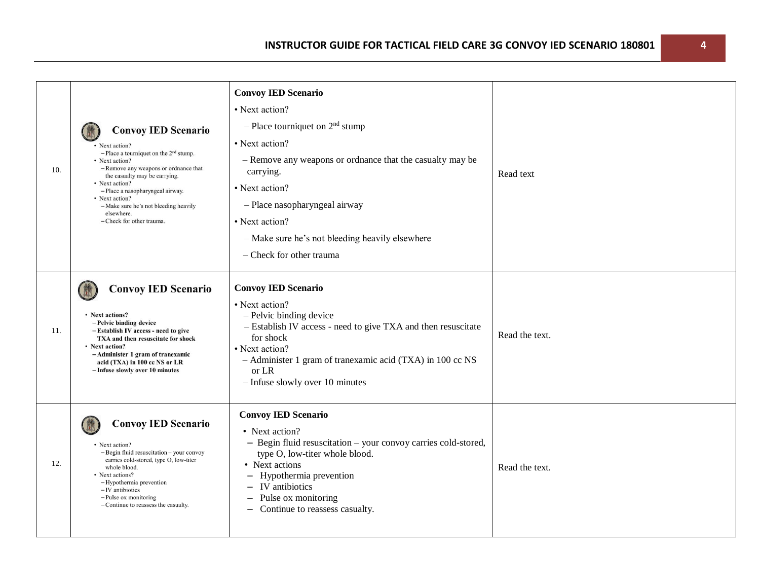| | | | |
|---|---|---|---|
| 10. | **Convoy IED Scenario**<br>• Next action?<br>– Place a tourniquet on the 2nd stump.<br>• Next action?<br>– Remove any weapons or ordnance that the casualty may be carrying.<br>• Next action?<br>– Place a nasopharyngeal airway.<br>• Next action?<br>– Make sure he's not bleeding heavily elsewhere.<br>– Check for other trauma. | **Convoy IED Scenario**<br>• Next action?<br>– Place tourniquet on 2nd stump<br>• Next action?<br>– Remove any weapons or ordnance that the casualty may be carrying.<br>• Next action?<br>– Place nasopharyngeal airway<br>• Next action?<br>– Make sure he's not bleeding heavily elsewhere<br>– Check for other trauma | Read text |
| 11. | **Convoy IED Scenario**<br>• **Next actions?**<br>**– Pelvic binding device**<br>**– Establish IV access - need to give TXA and then resuscitate for shock**<br>• **Next action?**<br>**– Administer 1 gram of tranexamic acid (TXA) in 100 cc NS or LR**<br>**– Infuse slowly over 10 minutes** | **Convoy IED Scenario**<br>• Next action?<br>– Pelvic binding device<br>– Establish IV access - need to give TXA and then resuscitate for shock<br>• Next action?<br>– Administer 1 gram of tranexamic acid (TXA) in 100 cc NS or LR<br>– Infuse slowly over 10 minutes | Read the text. |
| 12. | **Convoy IED Scenario**<br>• Next action?<br>– Begin fluid resuscitation – your convoy carries cold-stored, type O, low-titer whole blood.<br>• Next actions?<br>– Hypothermia prevention<br>– IV antibiotics<br>– Pulse ox monitoring<br>– Continue to reassess the casualty. | **Convoy IED Scenario**<br>• Next action?<br>– Begin fluid resuscitation – your convoy carries cold-stored, type O, low-titer whole blood.<br>• Next actions<br>– Hypothermia prevention<br>– IV antibiotics<br>– Pulse ox monitoring<br>– Continue to reassess casualty. | Read the text. |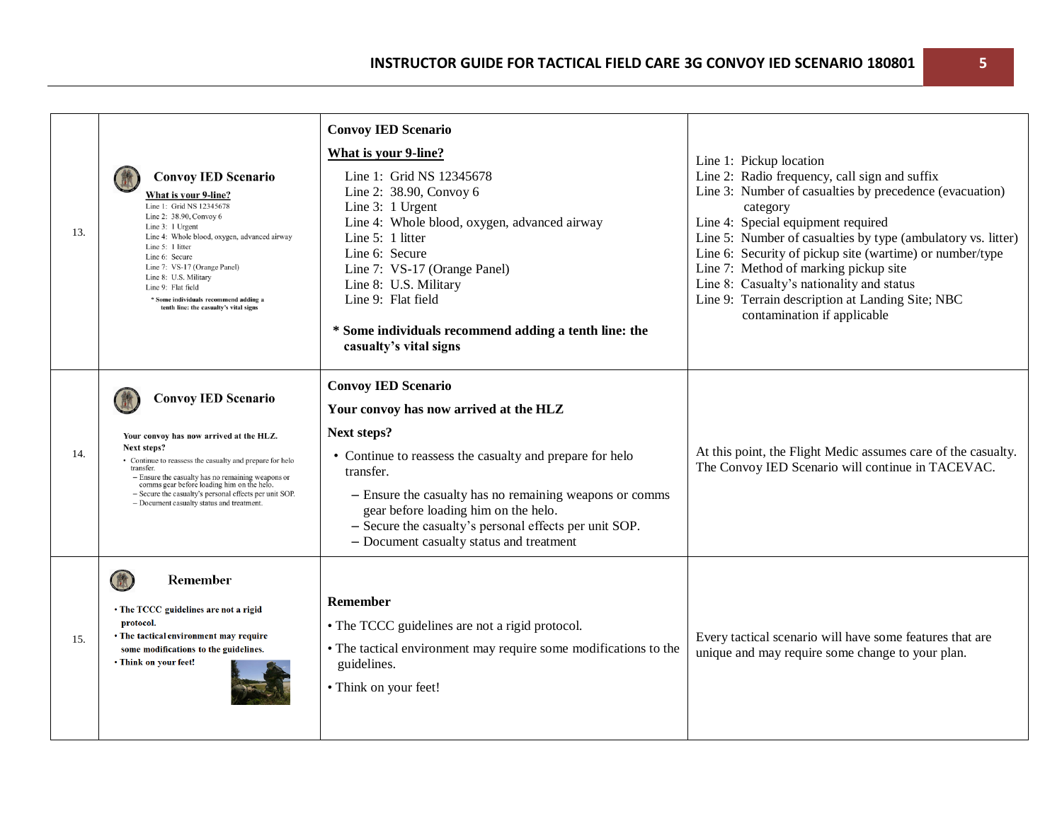| | | | |
|---|---|---|---|
| 13. | **Convoy IED Scenario** What is your 9-line? Line 1: Grid NS 12345678 Line 2: 38.90, Convoy 6 Line 3: 1 Urgent Line 4: Whole blood, oxygen, advanced airway Line 5: 1 litter Line 6: Secure Line 7: VS-17 (Orange Panel) Line 8: U.S. Military Line 9: Flat field * Some individuals recommend adding a tenth line: the casualty's vital signs | **Convoy IED Scenario**<br><br>**What is your 9-line?**<br><br>Line 1: Grid NS 12345678<br>Line 2: 38.90, Convoy 6<br>Line 3: 1 Urgent<br>Line 4: Whole blood, oxygen, advanced airway<br>Line 5: 1 litter<br>Line 6: Secure<br>Line 7: VS-17 (Orange Panel)<br>Line 8: U.S. Military<br>Line 9: Flat field<br><br>**\* Some individuals recommend adding a tenth line: the casualty's vital signs** | Line 1: Pickup location<br>Line 2: Radio frequency, call sign and suffix<br>Line 3: Number of casualties by precedence (evacuation) category<br>Line 4: Special equipment required<br>Line 5: Number of casualties by type (ambulatory vs. litter)<br>Line 6: Security of pickup site (wartime) or number/type<br>Line 7: Method of marking pickup site<br>Line 8: Casualty's nationality and status<br>Line 9: Terrain description at Landing Site; NBC contamination if applicable |
| 14. | **Convoy IED Scenario** Your convoy has now arrived at the HLZ. Next steps? • Continue to reassess the casualty and prepare for helo transfer. – Ensure the casualty has no remaining weapons or comms gear before loading him on the helo. – Secure the casualty's personal effects per unit SOP. – Document casualty status and treatment. | **Convoy IED Scenario**<br><br>**Your convoy has now arrived at the HLZ**<br><br>**Next steps?**<br><br>• Continue to reassess the casualty and prepare for helo transfer.<br>– Ensure the casualty has no remaining weapons or comms gear before loading him on the helo.<br>– Secure the casualty's personal effects per unit SOP.<br>– Document casualty status and treatment | At this point, the Flight Medic assumes care of the casualty. The Convoy IED Scenario will continue in TACEVAC. |
| 15. | **Remember** • The TCCC guidelines are not a rigid protocol. • The tactical environment may require some modifications to the guidelines. • Think on your feet! | **Remember**<br><br>• The TCCC guidelines are not a rigid protocol.<br>• The tactical environment may require some modifications to the guidelines.<br>• Think on your feet! | Every tactical scenario will have some features that are unique and may require some change to your plan. |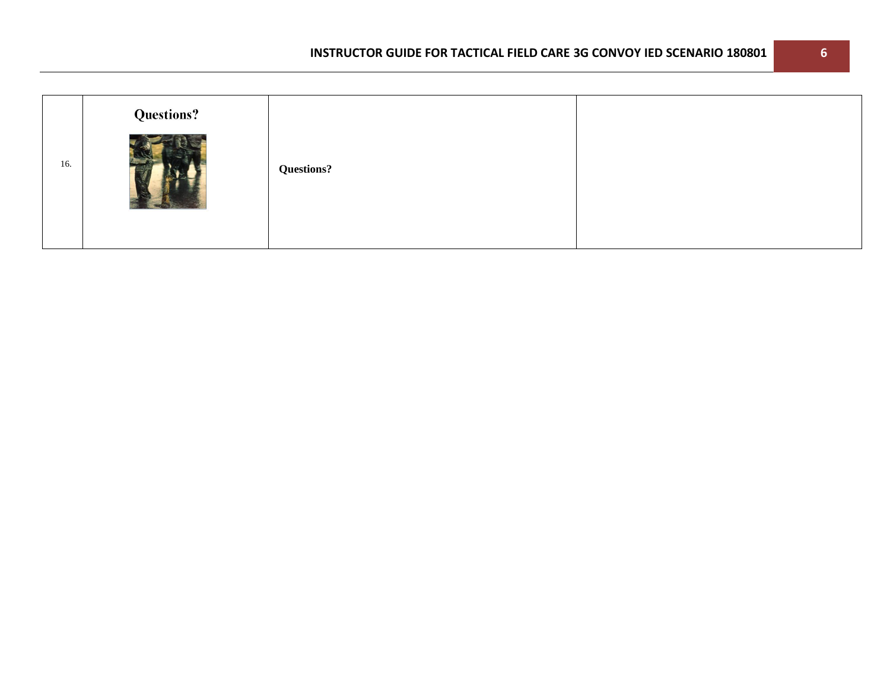| | | | |
|---|---|---|---|
| 16. | **Questions?** | **Questions?** | |